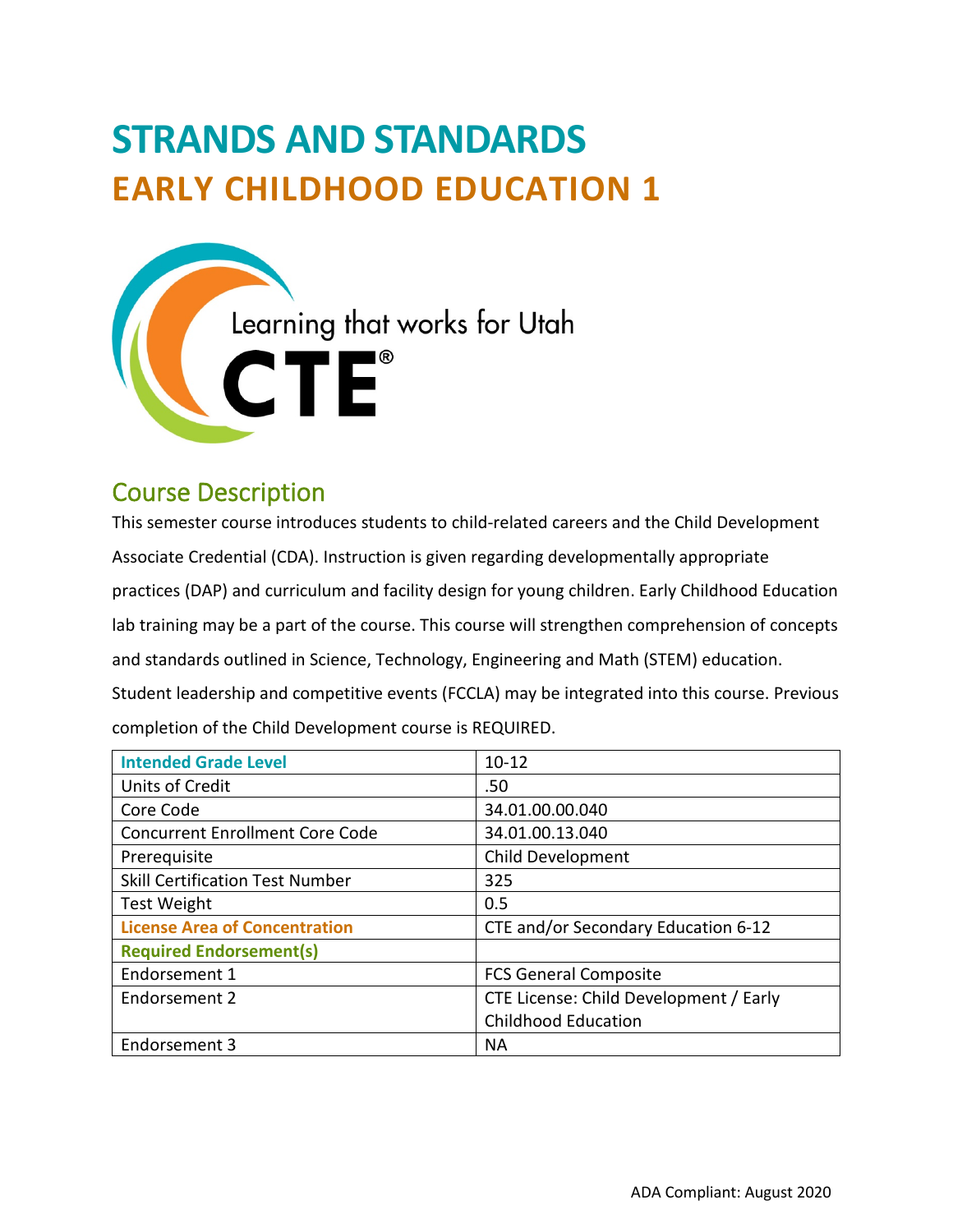# STRANDS AND STANDARDS
# EARLY CHILDHOOD EDUCATION 1

## Course Description

This semester course introduces students to child-related careers and the Child Development Associate Credential (CDA). Instruction is given regarding developmentally appropriate practices (DAP) and curriculum and facility design for young children. Early Childhood Education lab training may be a part of the course. This course will strengthen comprehension of concepts and standards outlined in Science, Technology, Engineering and Math (STEM) education. Student leadership and competitive events (FCCLA) may be integrated into this course. Previous completion of the Child Development course is REQUIRED.

| Intended Grade Level | 10-12 |
|---|---|
| Units of Credit | .50 |
| Core Code | 34.01.00.00.040 |
| Concurrent Enrollment Core Code | 34.01.00.13.040 |
| Prerequisite | Child Development |
| Skill Certification Test Number | 325 |
| Test Weight | 0.5 |
| License Area of Concentration | CTE and/or Secondary Education 6-12 |
| Required Endorsement(s) | |
| Endorsement 1 | FCS General Composite |
| Endorsement 2 | CTE License: Child Development / Early Childhood Education |
| Endorsement 3 | NA |

ADA Compliant: August 2020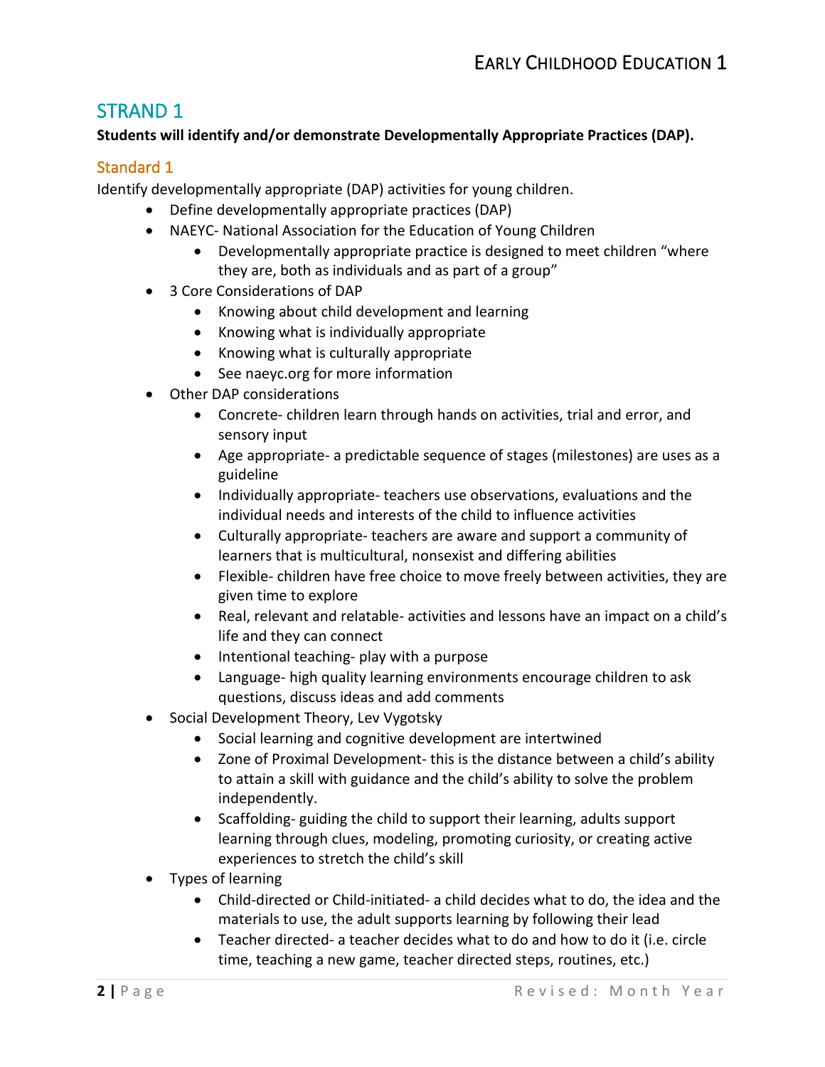## STRAND 1

**Students will identify and/or demonstrate Developmentally Appropriate Practices (DAP).**

### Standard 1

Identify developmentally appropriate (DAP) activities for young children.

- Define developmentally appropriate practices (DAP)
- NAEYC- National Association for the Education of Young Children
    - Developmentally appropriate practice is designed to meet children "where they are, both as individuals and as part of a group"
- 3 Core Considerations of DAP
    - Knowing about child development and learning
    - Knowing what is individually appropriate
    - Knowing what is culturally appropriate
    - See naeyc.org for more information
- Other DAP considerations
    - Concrete- children learn through hands on activities, trial and error, and sensory input
    - Age appropriate- a predictable sequence of stages (milestones) are uses as a guideline
    - Individually appropriate- teachers use observations, evaluations and the individual needs and interests of the child to influence activities
    - Culturally appropriate- teachers are aware and support a community of learners that is multicultural, nonsexist and differing abilities
    - Flexible- children have free choice to move freely between activities, they are given time to explore
    - Real, relevant and relatable- activities and lessons have an impact on a child's life and they can connect
    - Intentional teaching- play with a purpose
    - Language- high quality learning environments encourage children to ask questions, discuss ideas and add comments
- Social Development Theory, Lev Vygotsky
    - Social learning and cognitive development are intertwined
    - Zone of Proximal Development- this is the distance between a child's ability to attain a skill with guidance and the child's ability to solve the problem independently.
    - Scaffolding- guiding the child to support their learning, adults support learning through clues, modeling, promoting curiosity, or creating active experiences to stretch the child's skill
- Types of learning
    - Child-directed or Child-initiated- a child decides what to do, the idea and the materials to use, the adult supports learning by following their lead
    - Teacher directed- a teacher decides what to do and how to do it (i.e. circle time, teaching a new game, teacher directed steps, routines, etc.)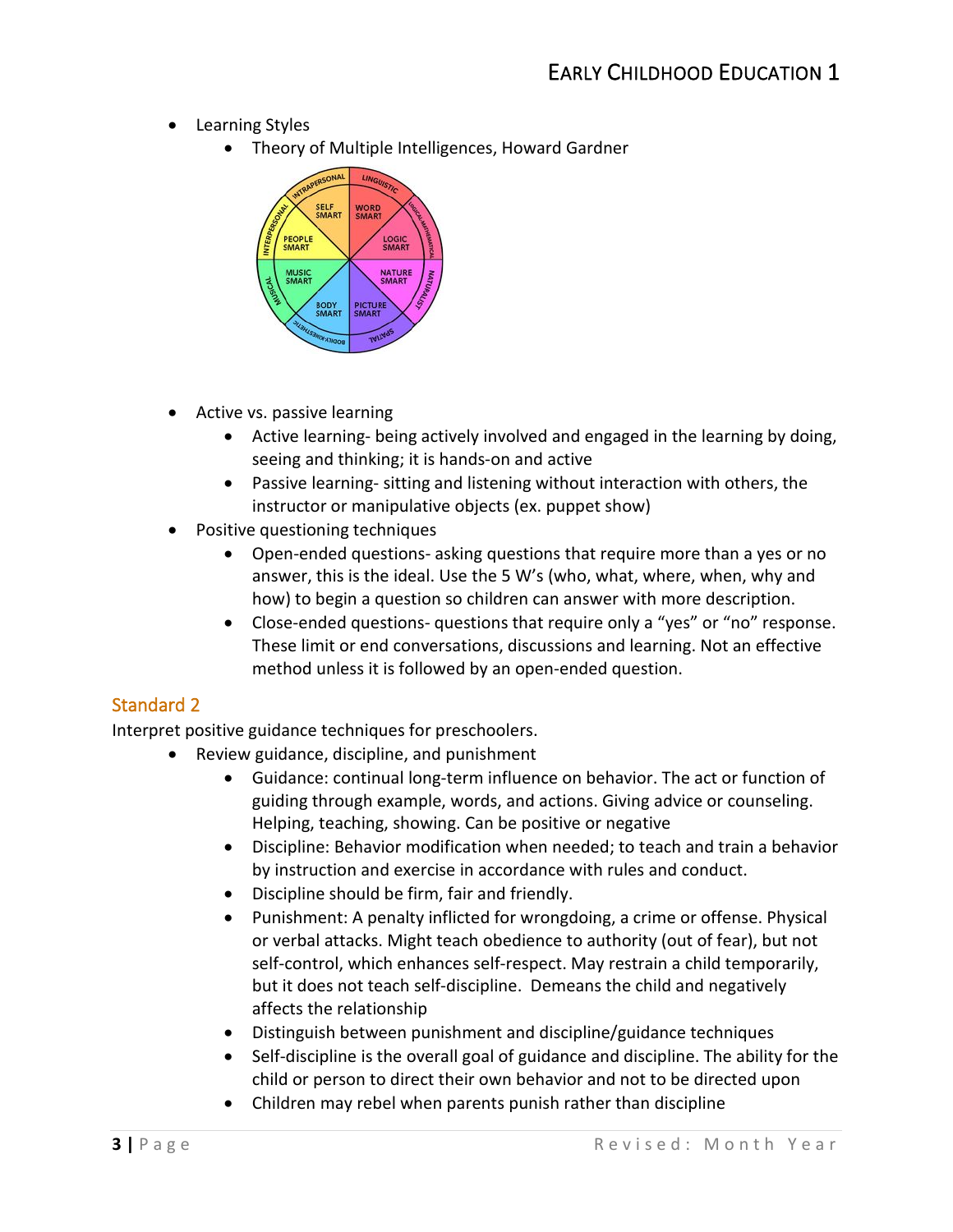- Learning Styles
    - Theory of Multiple Intelligences, Howard Gardner
- Active vs. passive learning
    - Active learning- being actively involved and engaged in the learning by doing, seeing and thinking; it is hands-on and active
    - Passive learning- sitting and listening without interaction with others, the instructor or manipulative objects (ex. puppet show)
- Positive questioning techniques
    - Open-ended questions- asking questions that require more than a yes or no answer, this is the ideal. Use the 5 W's (who, what, where, when, why and how) to begin a question so children can answer with more description.
    - Close-ended questions- questions that require only a "yes" or "no" response. These limit or end conversations, discussions and learning. Not an effective method unless it is followed by an open-ended question.

## Standard 2

Interpret positive guidance techniques for preschoolers.

- Review guidance, discipline, and punishment
    - Guidance: continual long-term influence on behavior. The act or function of guiding through example, words, and actions. Giving advice or counseling. Helping, teaching, showing. Can be positive or negative
    - Discipline: Behavior modification when needed; to teach and train a behavior by instruction and exercise in accordance with rules and conduct.
    - Discipline should be firm, fair and friendly.
    - Punishment: A penalty inflicted for wrongdoing, a crime or offense. Physical or verbal attacks. Might teach obedience to authority (out of fear), but not self-control, which enhances self-respect. May restrain a child temporarily, but it does not teach self-discipline. Demeans the child and negatively affects the relationship
    - Distinguish between punishment and discipline/guidance techniques
    - Self-discipline is the overall goal of guidance and discipline. The ability for the child or person to direct their own behavior and not to be directed upon
    - Children may rebel when parents punish rather than discipline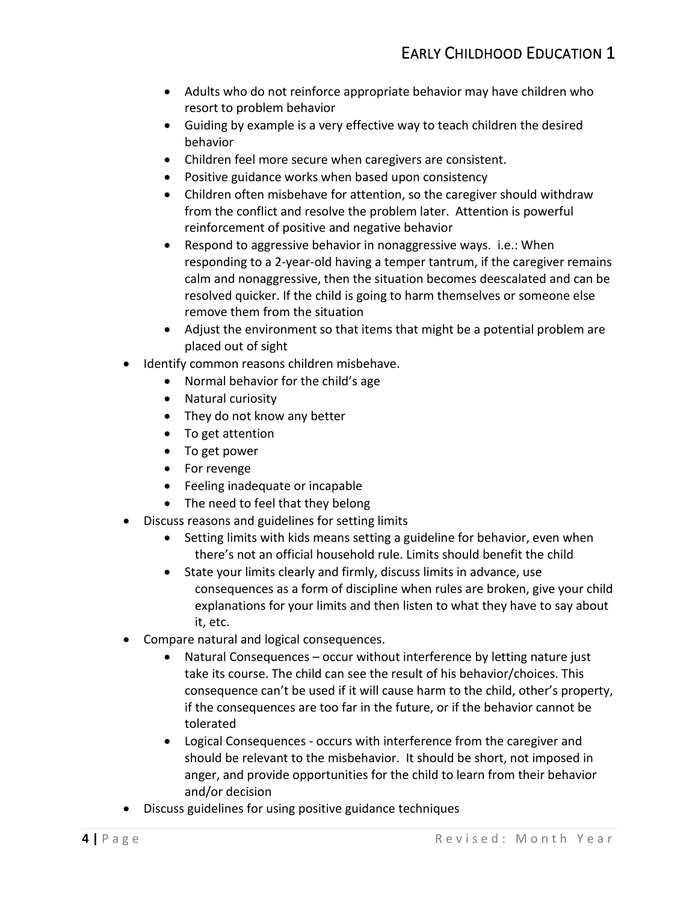- Adults who do not reinforce appropriate behavior may have children who resort to problem behavior
  - Guiding by example is a very effective way to teach children the desired behavior
  - Children feel more secure when caregivers are consistent.
  - Positive guidance works when based upon consistency
  - Children often misbehave for attention, so the caregiver should withdraw from the conflict and resolve the problem later. Attention is powerful reinforcement of positive and negative behavior
  - Respond to aggressive behavior in nonaggressive ways. i.e.: When responding to a 2-year-old having a temper tantrum, if the caregiver remains calm and nonaggressive, then the situation becomes deescalated and can be resolved quicker. If the child is going to harm themselves or someone else remove them from the situation
  - Adjust the environment so that items that might be a potential problem are placed out of sight
- Identify common reasons children misbehave.
  - Normal behavior for the child's age
  - Natural curiosity
  - They do not know any better
  - To get attention
  - To get power
  - For revenge
  - Feeling inadequate or incapable
  - The need to feel that they belong
- Discuss reasons and guidelines for setting limits
  - Setting limits with kids means setting a guideline for behavior, even when there's not an official household rule. Limits should benefit the child
  - State your limits clearly and firmly, discuss limits in advance, use consequences as a form of discipline when rules are broken, give your child explanations for your limits and then listen to what they have to say about it, etc.
- Compare natural and logical consequences.
  - Natural Consequences – occur without interference by letting nature just take its course. The child can see the result of his behavior/choices. This consequence can't be used if it will cause harm to the child, other's property, if the consequences are too far in the future, or if the behavior cannot be tolerated
  - Logical Consequences - occurs with interference from the caregiver and should be relevant to the misbehavior. It should be short, not imposed in anger, and provide opportunities for the child to learn from their behavior and/or decision
- Discuss guidelines for using positive guidance techniques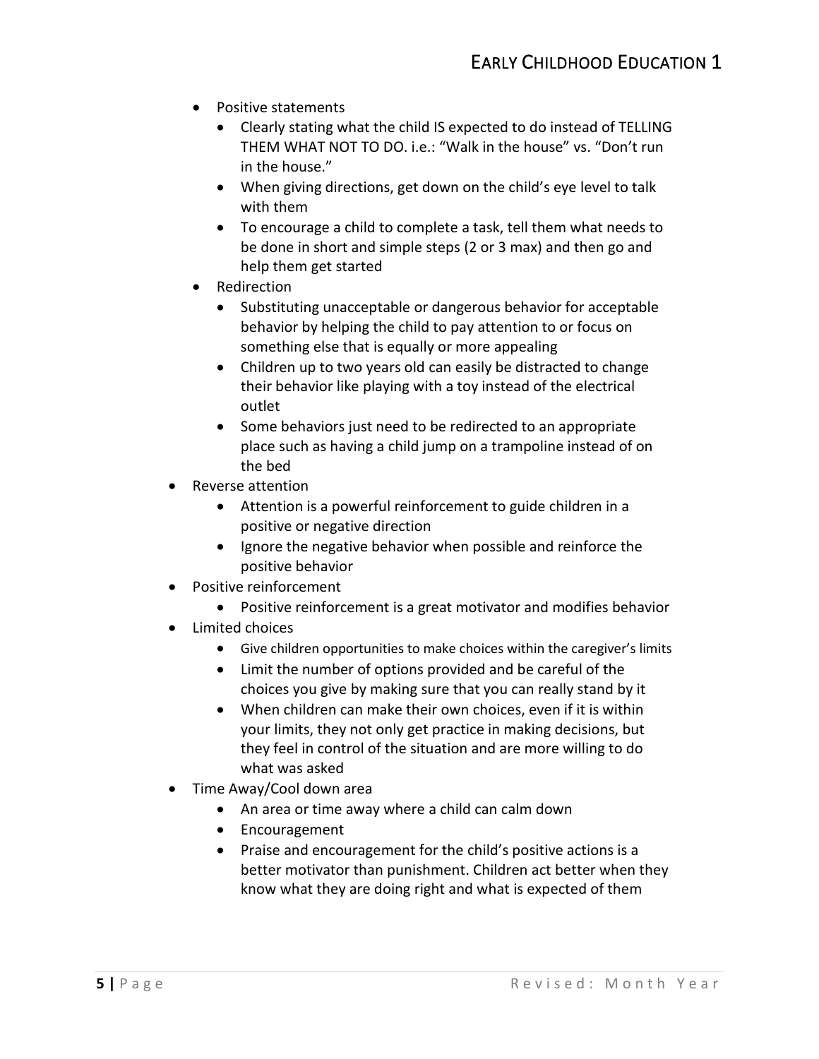- Positive statements
    - Clearly stating what the child IS expected to do instead of TELLING THEM WHAT NOT TO DO. i.e.: "Walk in the house" vs. "Don't run in the house."
    - When giving directions, get down on the child's eye level to talk with them
    - To encourage a child to complete a task, tell them what needs to be done in short and simple steps (2 or 3 max) and then go and help them get started
- Redirection
    - Substituting unacceptable or dangerous behavior for acceptable behavior by helping the child to pay attention to or focus on something else that is equally or more appealing
    - Children up to two years old can easily be distracted to change their behavior like playing with a toy instead of the electrical outlet
    - Some behaviors just need to be redirected to an appropriate place such as having a child jump on a trampoline instead of on the bed
- Reverse attention
    - Attention is a powerful reinforcement to guide children in a positive or negative direction
    - Ignore the negative behavior when possible and reinforce the positive behavior
- Positive reinforcement
    - Positive reinforcement is a great motivator and modifies behavior
- Limited choices
    - Give children opportunities to make choices within the caregiver's limits
    - Limit the number of options provided and be careful of the choices you give by making sure that you can really stand by it
    - When children can make their own choices, even if it is within your limits, they not only get practice in making decisions, but they feel in control of the situation and are more willing to do what was asked
- Time Away/Cool down area
    - An area or time away where a child can calm down
    - Encouragement
    - Praise and encouragement for the child's positive actions is a better motivator than punishment. Children act better when they know what they are doing right and what is expected of them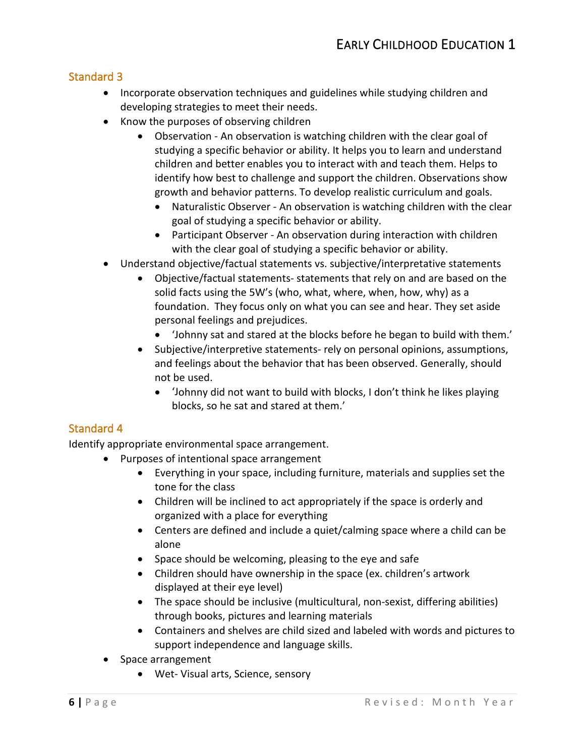## Standard 3

- Incorporate observation techniques and guidelines while studying children and developing strategies to meet their needs.
- Know the purposes of observing children
    - Observation - An observation is watching children with the clear goal of studying a specific behavior or ability. It helps you to learn and understand children and better enables you to interact with and teach them. Helps to identify how best to challenge and support the children. Observations show growth and behavior patterns. To develop realistic curriculum and goals.
        - Naturalistic Observer - An observation is watching children with the clear goal of studying a specific behavior or ability.
        - Participant Observer - An observation during interaction with children with the clear goal of studying a specific behavior or ability.
- Understand objective/factual statements vs. subjective/interpretative statements
    - Objective/factual statements- statements that rely on and are based on the solid facts using the 5W's (who, what, where, when, how, why) as a foundation. They focus only on what you can see and hear. They set aside personal feelings and prejudices.
        - 'Johnny sat and stared at the blocks before he began to build with them.'
    - Subjective/interpretive statements- rely on personal opinions, assumptions, and feelings about the behavior that has been observed. Generally, should not be used.
        - 'Johnny did not want to build with blocks, I don't think he likes playing blocks, so he sat and stared at them.'

## Standard 4

Identify appropriate environmental space arrangement.

- Purposes of intentional space arrangement
    - Everything in your space, including furniture, materials and supplies set the tone for the class
    - Children will be inclined to act appropriately if the space is orderly and organized with a place for everything
    - Centers are defined and include a quiet/calming space where a child can be alone
    - Space should be welcoming, pleasing to the eye and safe
    - Children should have ownership in the space (ex. children's artwork displayed at their eye level)
    - The space should be inclusive (multicultural, non-sexist, differing abilities) through books, pictures and learning materials
    - Containers and shelves are child sized and labeled with words and pictures to support independence and language skills.
- Space arrangement
    - Wet- Visual arts, Science, sensory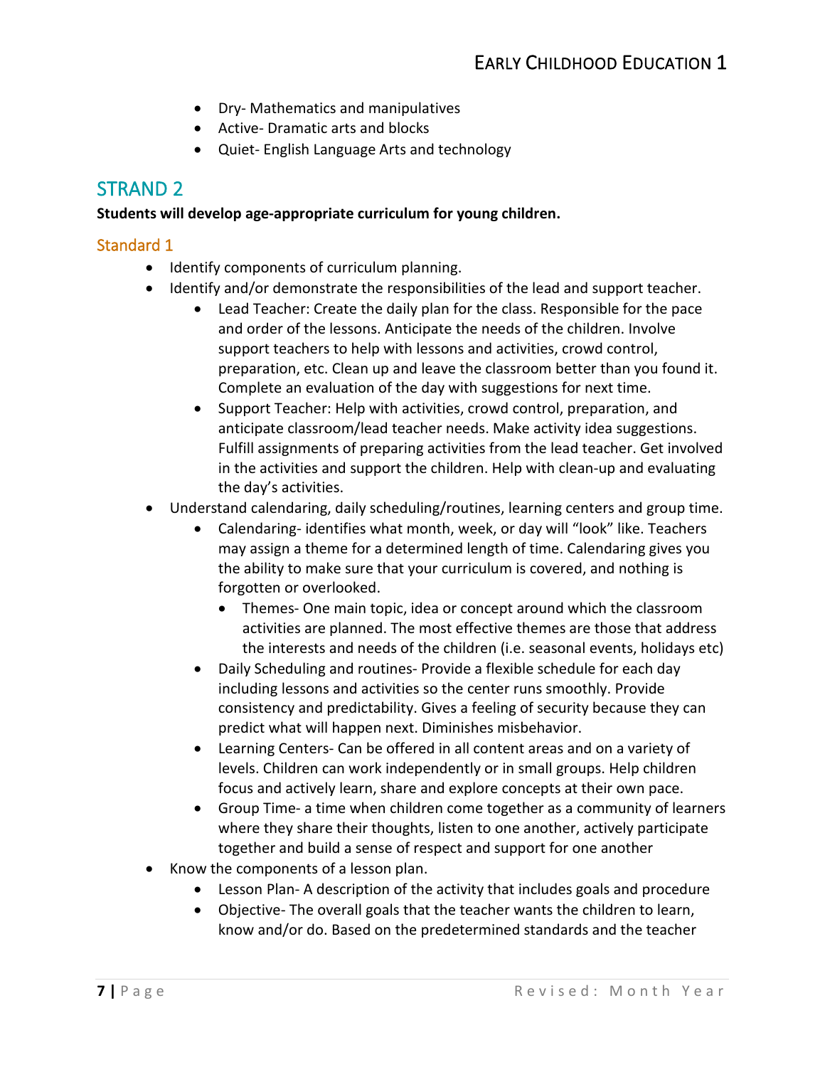- Dry- Mathematics and manipulatives
    - Active- Dramatic arts and blocks
    - Quiet- English Language Arts and technology

## STRAND 2

**Students will develop age-appropriate curriculum for young children.**

### Standard 1

- Identify components of curriculum planning.
- Identify and/or demonstrate the responsibilities of the lead and support teacher.
    - Lead Teacher: Create the daily plan for the class. Responsible for the pace and order of the lessons. Anticipate the needs of the children. Involve support teachers to help with lessons and activities, crowd control, preparation, etc. Clean up and leave the classroom better than you found it. Complete an evaluation of the day with suggestions for next time.
    - Support Teacher: Help with activities, crowd control, preparation, and anticipate classroom/lead teacher needs. Make activity idea suggestions. Fulfill assignments of preparing activities from the lead teacher. Get involved in the activities and support the children. Help with clean-up and evaluating the day's activities.
- Understand calendaring, daily scheduling/routines, learning centers and group time.
    - Calendaring- identifies what month, week, or day will "look" like. Teachers may assign a theme for a determined length of time. Calendaring gives you the ability to make sure that your curriculum is covered, and nothing is forgotten or overlooked.
        - Themes- One main topic, idea or concept around which the classroom activities are planned. The most effective themes are those that address the interests and needs of the children (i.e. seasonal events, holidays etc)
    - Daily Scheduling and routines- Provide a flexible schedule for each day including lessons and activities so the center runs smoothly. Provide consistency and predictability. Gives a feeling of security because they can predict what will happen next. Diminishes misbehavior.
    - Learning Centers- Can be offered in all content areas and on a variety of levels. Children can work independently or in small groups. Help children focus and actively learn, share and explore concepts at their own pace.
    - Group Time- a time when children come together as a community of learners where they share their thoughts, listen to one another, actively participate together and build a sense of respect and support for one another
- Know the components of a lesson plan.
    - Lesson Plan- A description of the activity that includes goals and procedure
    - Objective- The overall goals that the teacher wants the children to learn, know and/or do. Based on the predetermined standards and the teacher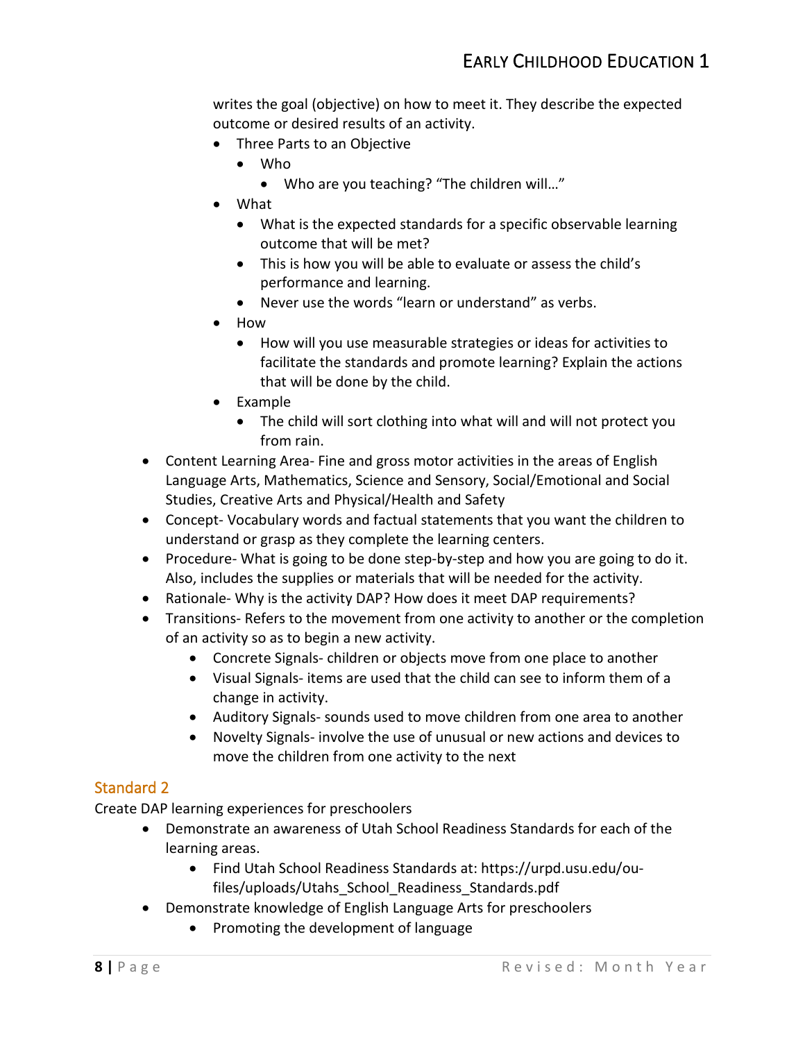writes the goal (objective) on how to meet it. They describe the expected outcome or desired results of an activity.

- Three Parts to an Objective
  - Who
    - Who are you teaching? "The children will…"
- What
  - What is the expected standards for a specific observable learning outcome that will be met?
  - This is how you will be able to evaluate or assess the child's performance and learning.
  - Never use the words "learn or understand" as verbs.
- How
  - How will you use measurable strategies or ideas for activities to facilitate the standards and promote learning? Explain the actions that will be done by the child.
- Example
  - The child will sort clothing into what will and will not protect you from rain.

- Content Learning Area- Fine and gross motor activities in the areas of English Language Arts, Mathematics, Science and Sensory, Social/Emotional and Social Studies, Creative Arts and Physical/Health and Safety
- Concept- Vocabulary words and factual statements that you want the children to understand or grasp as they complete the learning centers.
- Procedure- What is going to be done step-by-step and how you are going to do it. Also, includes the supplies or materials that will be needed for the activity.
- Rationale- Why is the activity DAP? How does it meet DAP requirements?
- Transitions- Refers to the movement from one activity to another or the completion of an activity so as to begin a new activity.
  - Concrete Signals- children or objects move from one place to another
  - Visual Signals- items are used that the child can see to inform them of a change in activity.
  - Auditory Signals- sounds used to move children from one area to another
  - Novelty Signals- involve the use of unusual or new actions and devices to move the children from one activity to the next

## Standard 2

Create DAP learning experiences for preschoolers

- Demonstrate an awareness of Utah School Readiness Standards for each of the learning areas.
  - Find Utah School Readiness Standards at: https://urpd.usu.edu/ou-files/uploads/Utahs_School_Readiness_Standards.pdf
- Demonstrate knowledge of English Language Arts for preschoolers
  - Promoting the development of language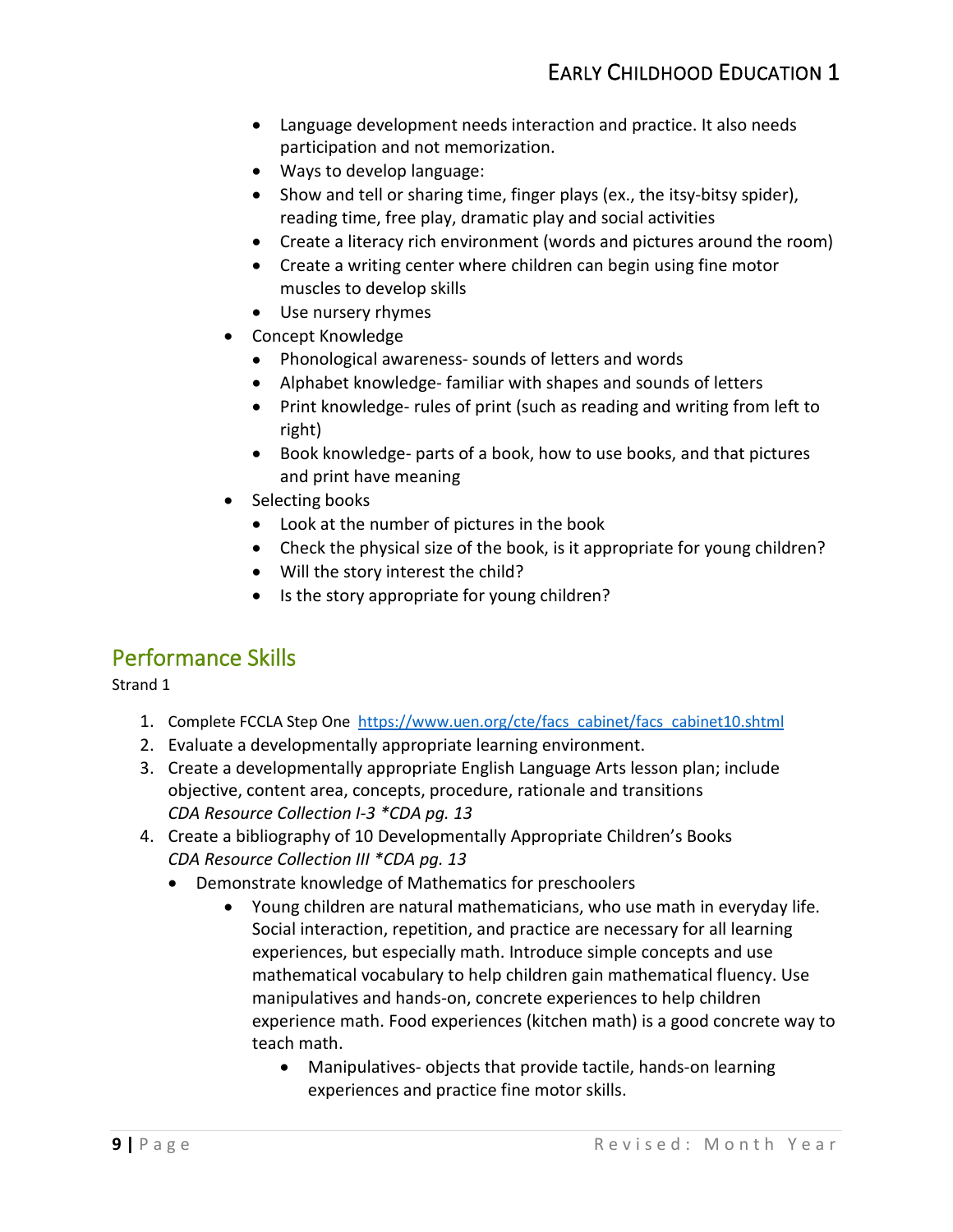- Language development needs interaction and practice. It also needs participation and not memorization.
- Ways to develop language:
- Show and tell or sharing time, finger plays (ex., the itsy-bitsy spider), reading time, free play, dramatic play and social activities
- Create a literacy rich environment (words and pictures around the room)
- Create a writing center where children can begin using fine motor muscles to develop skills
- Use nursery rhymes

- Concept Knowledge
  - Phonological awareness- sounds of letters and words
  - Alphabet knowledge- familiar with shapes and sounds of letters
  - Print knowledge- rules of print (such as reading and writing from left to right)
  - Book knowledge- parts of a book, how to use books, and that pictures and print have meaning
- Selecting books
  - Look at the number of pictures in the book
  - Check the physical size of the book, is it appropriate for young children?
  - Will the story interest the child?
  - Is the story appropriate for young children?

## Performance Skills

Strand 1

1. Complete FCCLA Step One [https://www.uen.org/cte/facs_cabinet/facs_cabinet10.shtml](https://www.uen.org/cte/facs_cabinet/facs_cabinet10.shtml)
2. Evaluate a developmentally appropriate learning environment.
3. Create a developmentally appropriate English Language Arts lesson plan; include objective, content area, concepts, procedure, rationale and transitions  
   *CDA Resource Collection I-3 *CDA pg. 13*
4. Create a bibliography of 10 Developmentally Appropriate Children's Books  
   *CDA Resource Collection III *CDA pg. 13*
   - Demonstrate knowledge of Mathematics for preschoolers
     - Young children are natural mathematicians, who use math in everyday life. Social interaction, repetition, and practice are necessary for all learning experiences, but especially math. Introduce simple concepts and use mathematical vocabulary to help children gain mathematical fluency. Use manipulatives and hands-on, concrete experiences to help children experience math. Food experiences (kitchen math) is a good concrete way to teach math.
       - Manipulatives- objects that provide tactile, hands-on learning experiences and practice fine motor skills.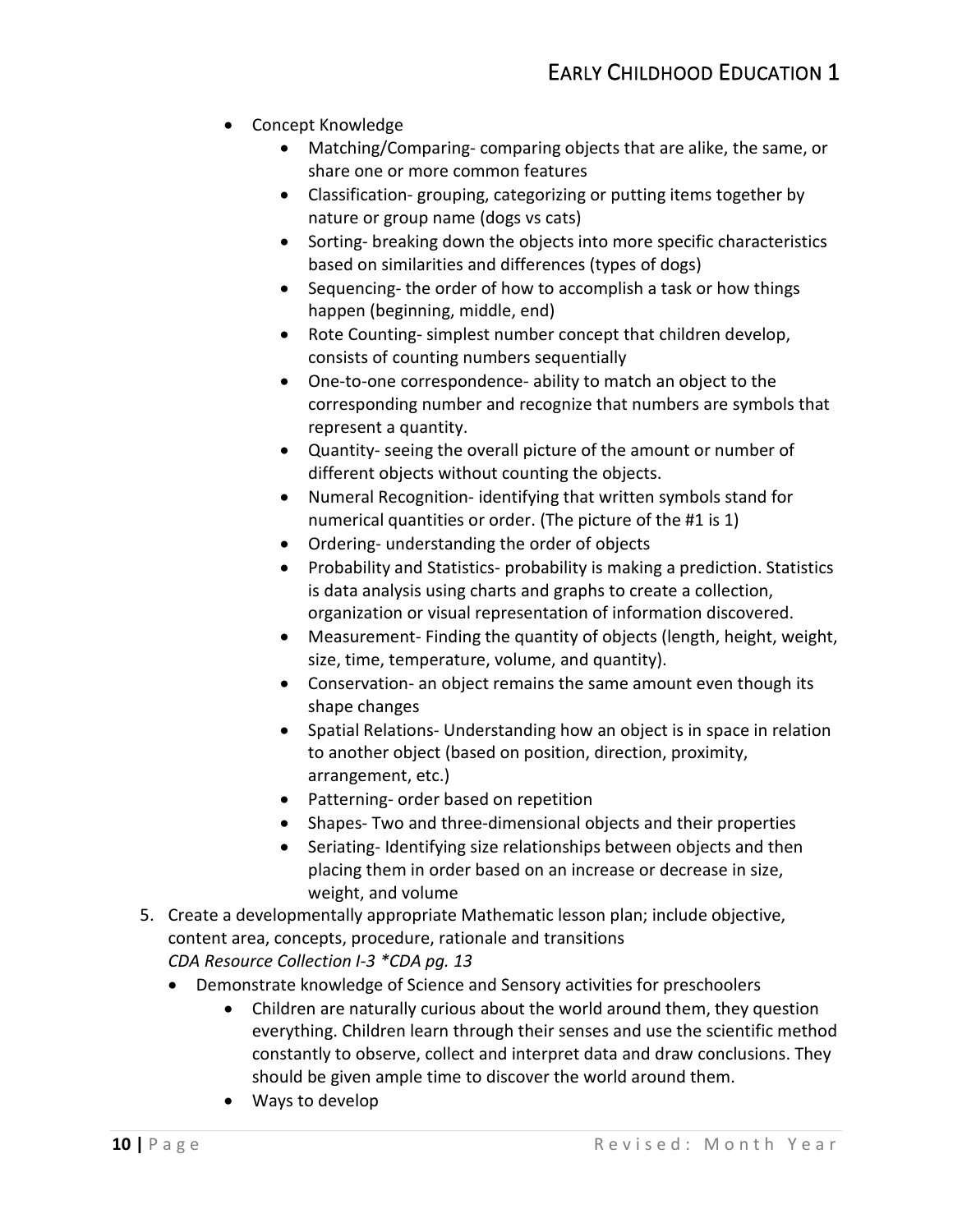- Concept Knowledge
    - Matching/Comparing- comparing objects that are alike, the same, or share one or more common features
    - Classification- grouping, categorizing or putting items together by nature or group name (dogs vs cats)
    - Sorting- breaking down the objects into more specific characteristics based on similarities and differences (types of dogs)
    - Sequencing- the order of how to accomplish a task or how things happen (beginning, middle, end)
    - Rote Counting- simplest number concept that children develop, consists of counting numbers sequentially
    - One-to-one correspondence- ability to match an object to the corresponding number and recognize that numbers are symbols that represent a quantity.
    - Quantity- seeing the overall picture of the amount or number of different objects without counting the objects.
    - Numeral Recognition- identifying that written symbols stand for numerical quantities or order. (The picture of the #1 is 1)
    - Ordering- understanding the order of objects
    - Probability and Statistics- probability is making a prediction. Statistics is data analysis using charts and graphs to create a collection, organization or visual representation of information discovered.
    - Measurement- Finding the quantity of objects (length, height, weight, size, time, temperature, volume, and quantity).
    - Conservation- an object remains the same amount even though its shape changes
    - Spatial Relations- Understanding how an object is in space in relation to another object (based on position, direction, proximity, arrangement, etc.)
    - Patterning- order based on repetition
    - Shapes- Two and three-dimensional objects and their properties
    - Seriating- Identifying size relationships between objects and then placing them in order based on an increase or decrease in size, weight, and volume

5. Create a developmentally appropriate Mathematic lesson plan; include objective, content area, concepts, procedure, rationale and transitions
   *CDA Resource Collection I-3 *CDA pg. 13*
    - Demonstrate knowledge of Science and Sensory activities for preschoolers
        - Children are naturally curious about the world around them, they question everything. Children learn through their senses and use the scientific method constantly to observe, collect and interpret data and draw conclusions. They should be given ample time to discover the world around them.
        - Ways to develop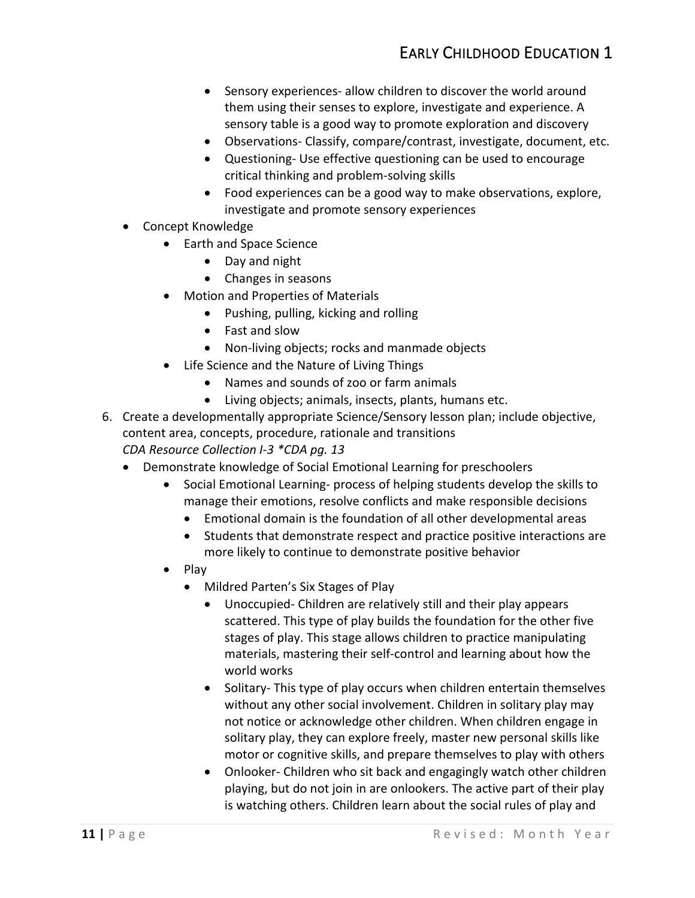- Sensory experiences- allow children to discover the world around them using their senses to explore, investigate and experience. A sensory table is a good way to promote exploration and discovery
      - Observations- Classify, compare/contrast, investigate, document, etc.
      - Questioning- Use effective questioning can be used to encourage critical thinking and problem-solving skills
      - Food experiences can be a good way to make observations, explore, investigate and promote sensory experiences
  - Concept Knowledge
    - Earth and Space Science
      - Day and night
      - Changes in seasons
    - Motion and Properties of Materials
      - Pushing, pulling, kicking and rolling
      - Fast and slow
      - Non-living objects; rocks and manmade objects
    - Life Science and the Nature of Living Things
      - Names and sounds of zoo or farm animals
      - Living objects; animals, insects, plants, humans etc.

6. Create a developmentally appropriate Science/Sensory lesson plan; include objective, content area, concepts, procedure, rationale and transitions
   *CDA Resource Collection I-3 *CDA pg. 13*
   - Demonstrate knowledge of Social Emotional Learning for preschoolers
     - Social Emotional Learning- process of helping students develop the skills to manage their emotions, resolve conflicts and make responsible decisions
       - Emotional domain is the foundation of all other developmental areas
       - Students that demonstrate respect and practice positive interactions are more likely to continue to demonstrate positive behavior
   - Play
     - Mildred Parten's Six Stages of Play
       - Unoccupied- Children are relatively still and their play appears scattered. This type of play builds the foundation for the other five stages of play. This stage allows children to practice manipulating materials, mastering their self-control and learning about how the world works
       - Solitary- This type of play occurs when children entertain themselves without any other social involvement. Children in solitary play may not notice or acknowledge other children. When children engage in solitary play, they can explore freely, master new personal skills like motor or cognitive skills, and prepare themselves to play with others
       - Onlooker- Children who sit back and engagingly watch other children playing, but do not join in are onlookers. The active part of their play is watching others. Children learn about the social rules of play and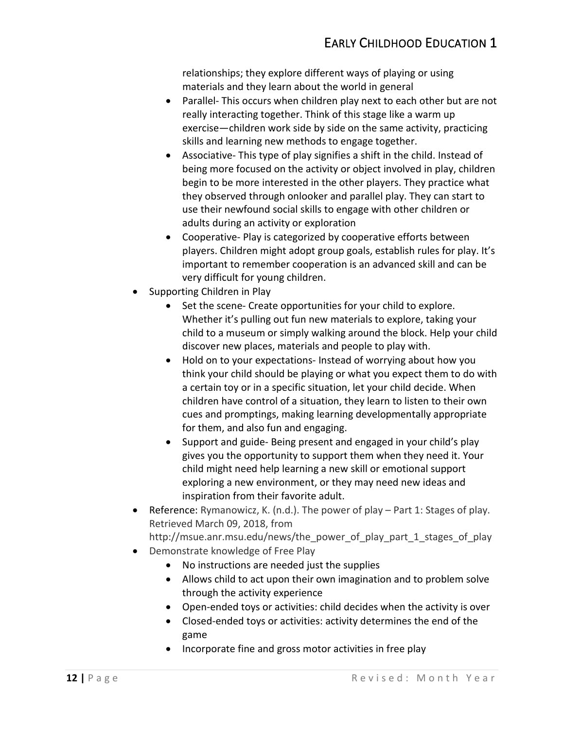relationships; they explore different ways of playing or using materials and they learn about the world in general
    - Parallel- This occurs when children play next to each other but are not really interacting together. Think of this stage like a warm up exercise—children work side by side on the same activity, practicing skills and learning new methods to engage together.
    - Associative- This type of play signifies a shift in the child. Instead of being more focused on the activity or object involved in play, children begin to be more interested in the other players. They practice what they observed through onlooker and parallel play. They can start to use their newfound social skills to engage with other children or adults during an activity or exploration
    - Cooperative- Play is categorized by cooperative efforts between players. Children might adopt group goals, establish rules for play. It's important to remember cooperation is an advanced skill and can be very difficult for young children.
- Supporting Children in Play
    - Set the scene- Create opportunities for your child to explore. Whether it's pulling out fun new materials to explore, taking your child to a museum or simply walking around the block. Help your child discover new places, materials and people to play with.
    - Hold on to your expectations- Instead of worrying about how you think your child should be playing or what you expect them to do with a certain toy or in a specific situation, let your child decide. When children have control of a situation, they learn to listen to their own cues and promptings, making learning developmentally appropriate for them, and also fun and engaging.
    - Support and guide- Being present and engaged in your child's play gives you the opportunity to support them when they need it. Your child might need help learning a new skill or emotional support exploring a new environment, or they may need new ideas and inspiration from their favorite adult.
- Reference: Rymanowicz, K. (n.d.). The power of play – Part 1: Stages of play. Retrieved March 09, 2018, from http://msue.anr.msu.edu/news/the_power_of_play_part_1_stages_of_play
- Demonstrate knowledge of Free Play
    - No instructions are needed just the supplies
    - Allows child to act upon their own imagination and to problem solve through the activity experience
    - Open-ended toys or activities: child decides when the activity is over
    - Closed-ended toys or activities: activity determines the end of the game
    - Incorporate fine and gross motor activities in free play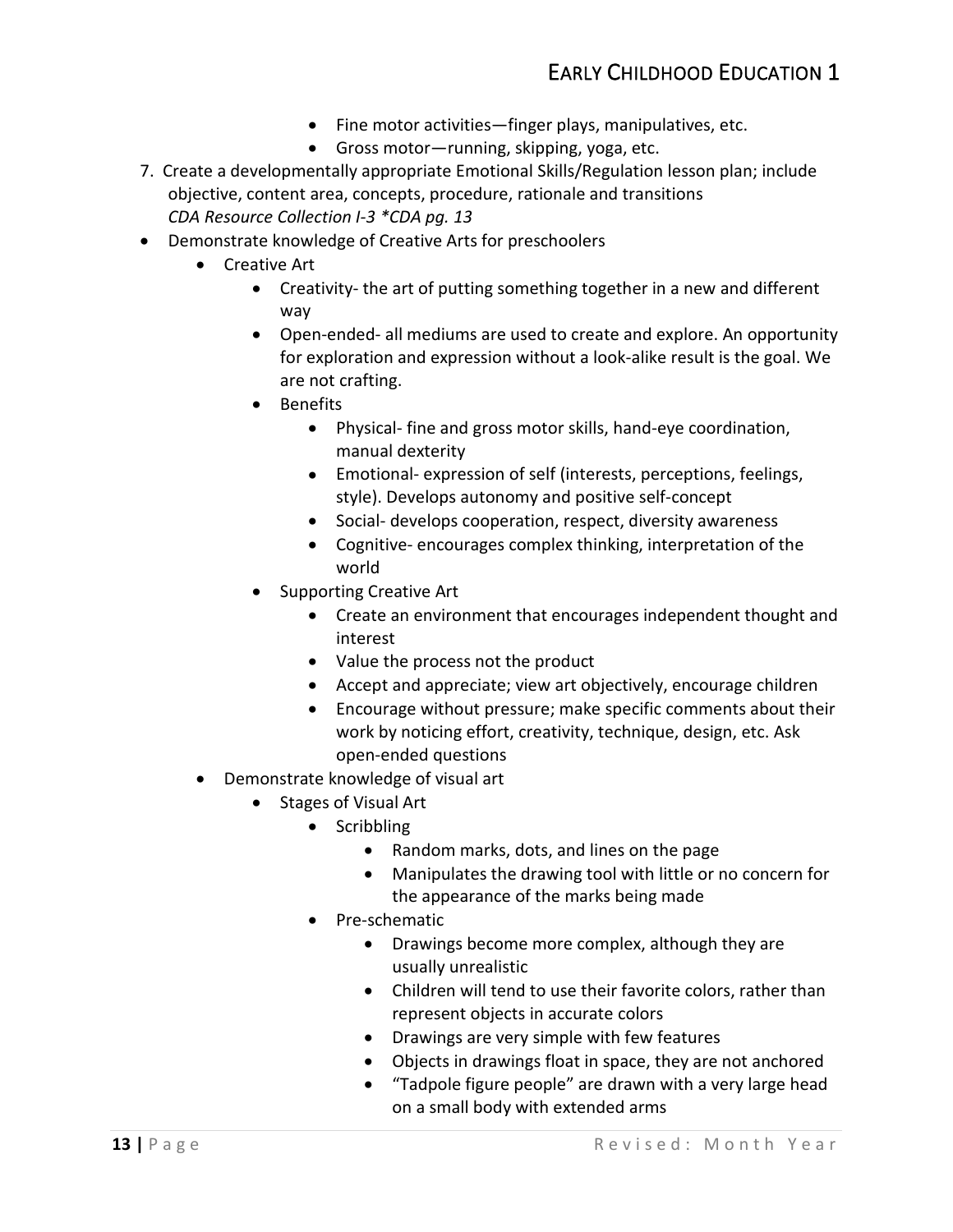- Fine motor activities—finger plays, manipulatives, etc.
        - Gross motor—running, skipping, yoga, etc.

7. Create a developmentally appropriate Emotional Skills/Regulation lesson plan; include objective, content area, concepts, procedure, rationale and transitions
   *CDA Resource Collection I-3 *CDA pg. 13*

- Demonstrate knowledge of Creative Arts for preschoolers
    - Creative Art
        - Creativity- the art of putting something together in a new and different way
        - Open-ended- all mediums are used to create and explore. An opportunity for exploration and expression without a look-alike result is the goal. We are not crafting.
        - Benefits
            - Physical- fine and gross motor skills, hand-eye coordination, manual dexterity
            - Emotional- expression of self (interests, perceptions, feelings, style). Develops autonomy and positive self-concept
            - Social- develops cooperation, respect, diversity awareness
            - Cognitive- encourages complex thinking, interpretation of the world
        - Supporting Creative Art
            - Create an environment that encourages independent thought and interest
            - Value the process not the product
            - Accept and appreciate; view art objectively, encourage children
            - Encourage without pressure; make specific comments about their work by noticing effort, creativity, technique, design, etc. Ask open-ended questions
    - Demonstrate knowledge of visual art
        - Stages of Visual Art
            - Scribbling
                - Random marks, dots, and lines on the page
                - Manipulates the drawing tool with little or no concern for the appearance of the marks being made
            - Pre-schematic
                - Drawings become more complex, although they are usually unrealistic
                - Children will tend to use their favorite colors, rather than represent objects in accurate colors
                - Drawings are very simple with few features
                - Objects in drawings float in space, they are not anchored
                - "Tadpole figure people" are drawn with a very large head on a small body with extended arms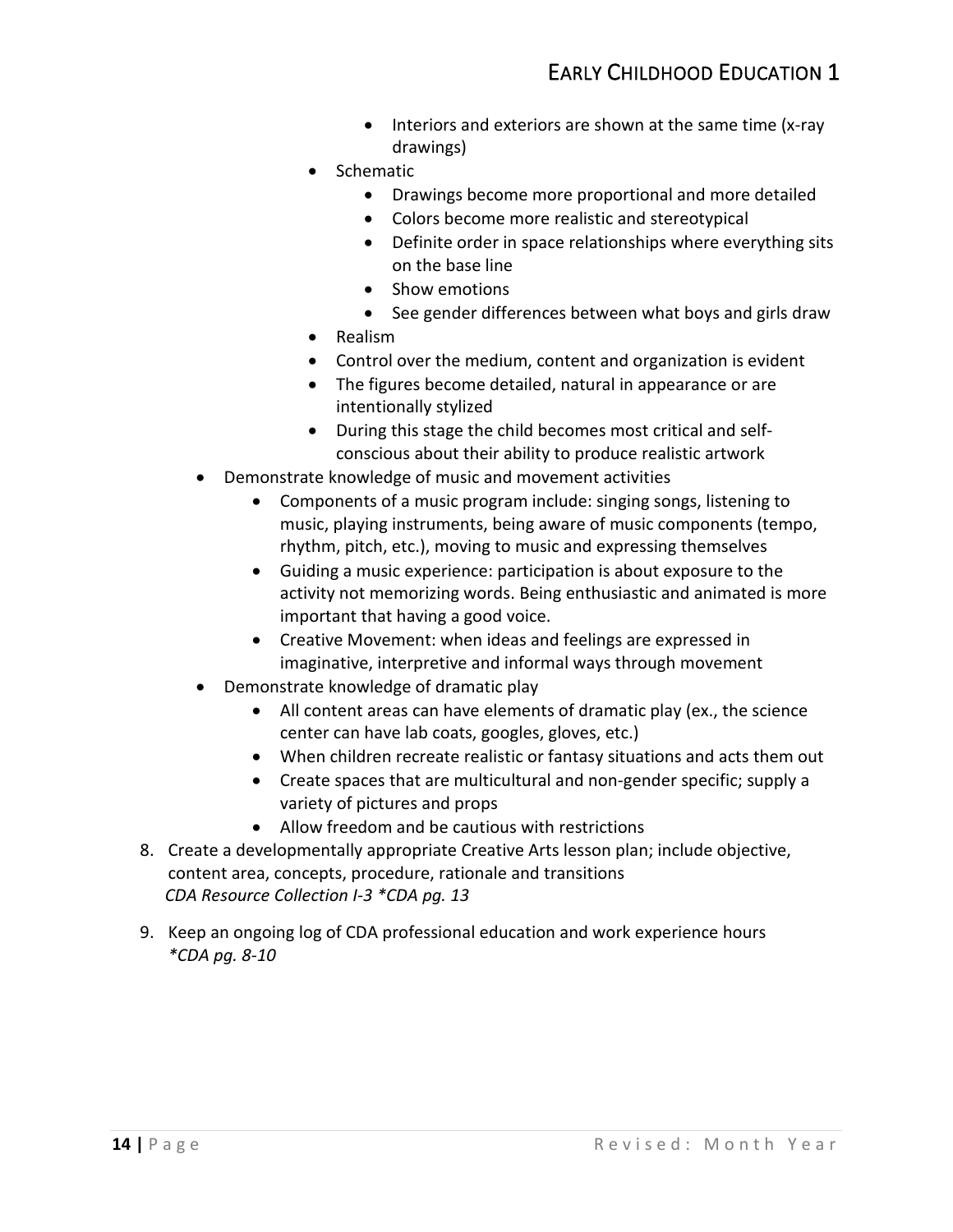- Interiors and exteriors are shown at the same time (x-ray drawings)
    - Schematic
        - Drawings become more proportional and more detailed
        - Colors become more realistic and stereotypical
        - Definite order in space relationships where everything sits on the base line
        - Show emotions
        - See gender differences between what boys and girls draw
    - Realism
    - Control over the medium, content and organization is evident
    - The figures become detailed, natural in appearance or are intentionally stylized
    - During this stage the child becomes most critical and self-conscious about their ability to produce realistic artwork
- Demonstrate knowledge of music and movement activities
    - Components of a music program include: singing songs, listening to music, playing instruments, being aware of music components (tempo, rhythm, pitch, etc.), moving to music and expressing themselves
    - Guiding a music experience: participation is about exposure to the activity not memorizing words. Being enthusiastic and animated is more important that having a good voice.
    - Creative Movement: when ideas and feelings are expressed in imaginative, interpretive and informal ways through movement
- Demonstrate knowledge of dramatic play
    - All content areas can have elements of dramatic play (ex., the science center can have lab coats, googles, gloves, etc.)
    - When children recreate realistic or fantasy situations and acts them out
    - Create spaces that are multicultural and non-gender specific; supply a variety of pictures and props
    - Allow freedom and be cautious with restrictions

8. Create a developmentally appropriate Creative Arts lesson plan; include objective, content area, concepts, procedure, rationale and transitions
   *CDA Resource Collection I-3 *CDA pg. 13*

9. Keep an ongoing log of CDA professional education and work experience hours
   *\*CDA pg. 8-10*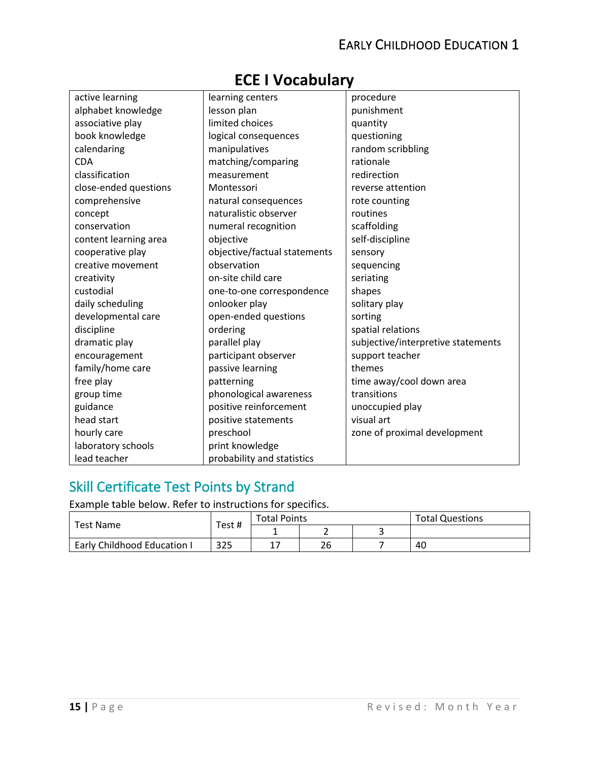# ECE I Vocabulary

| | | |
|---|---|---|
| active learning | learning centers | procedure |
| alphabet knowledge | lesson plan | punishment |
| associative play | limited choices | quantity |
| book knowledge | logical consequences | questioning |
| calendaring | manipulatives | random scribbling |
| CDA | matching/comparing | rationale |
| classification | measurement | redirection |
| close-ended questions | Montessori | reverse attention |
| comprehensive | natural consequences | rote counting |
| concept | naturalistic observer | routines |
| conservation | numeral recognition | scaffolding |
| content learning area | objective | self-discipline |
| cooperative play | objective/factual statements | sensory |
| creative movement | observation | sequencing |
| creativity | on-site child care | seriating |
| custodial | one-to-one correspondence | shapes |
| daily scheduling | onlooker play | solitary play |
| developmental care | open-ended questions | sorting |
| discipline | ordering | spatial relations |
| dramatic play | parallel play | subjective/interpretive statements |
| encouragement | participant observer | support teacher |
| family/home care | passive learning | themes |
| free play | patterning | time away/cool down area |
| group time | phonological awareness | transitions |
| guidance | positive reinforcement | unoccupied play |
| head start | positive statements | visual art |
| hourly care | preschool | zone of proximal development |
| laboratory schools | print knowledge | |
| lead teacher | probability and statistics | |

## Skill Certificate Test Points by Strand

Example table below. Refer to instructions for specifics.

| Test Name | Test # | Total Points | | | Total Questions |
|---|---|---|---|---|---|
| | | 1 | 2 | 3 | |
| Early Childhood Education I | 325 | 17 | 26 | 7 | 40 |